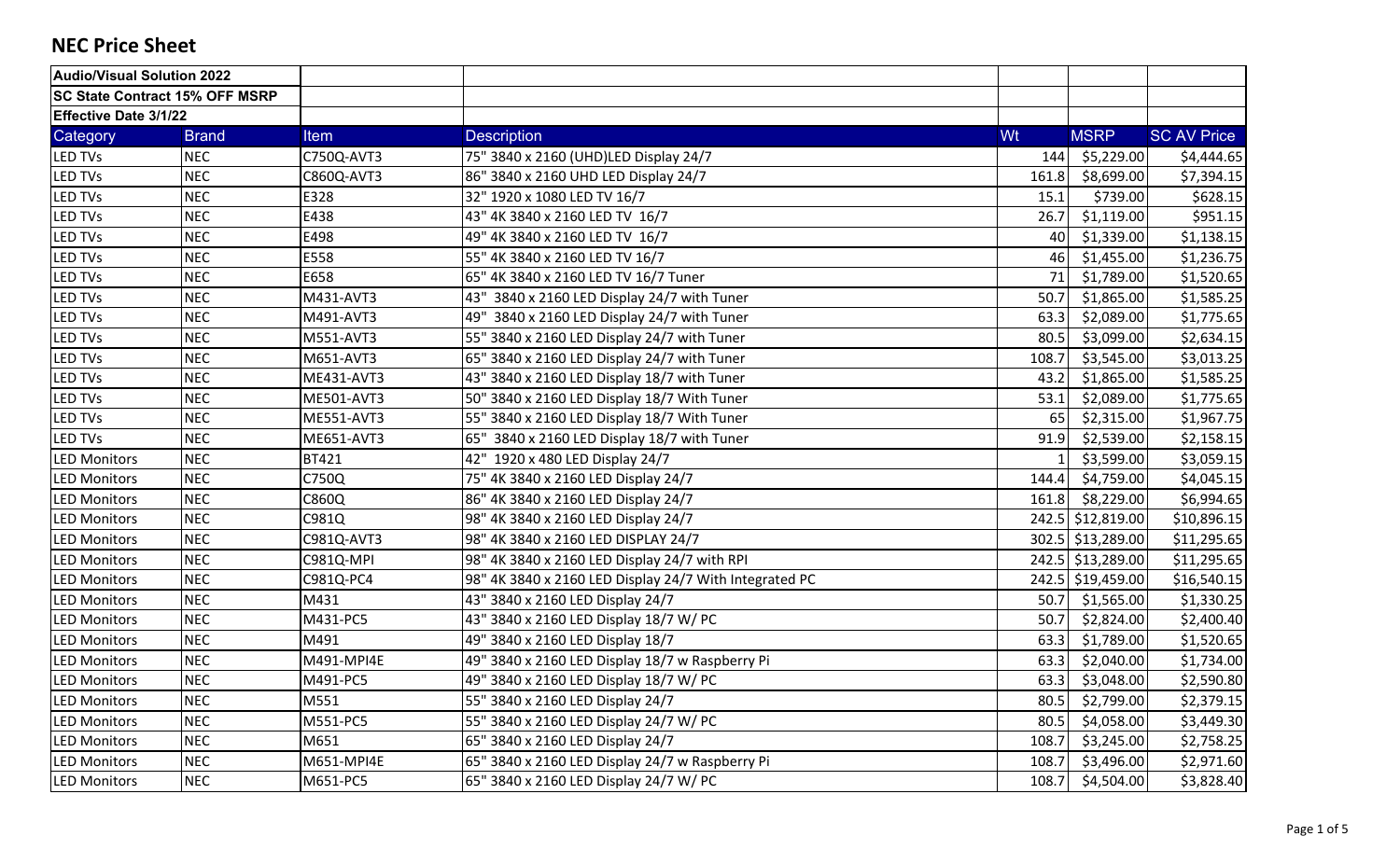# NEC Price Sheet

| Audio/Visual Solution 2022 | | | | | | |
|---|---|---|---|---|---|---|
| SC State Contract 15% OFF MSRP | | | | | | |
| Effective Date 3/1/22 | | | | | | |
| Category | Brand | Item | Description | Wt | MSRP | SC AV Price |
| LED TVs | NEC | C750Q-AVT3 | 75" 3840 x 2160 (UHD)LED Display 24/7 | 144 | $5,229.00 | $4,444.65 |
| LED TVs | NEC | C860Q-AVT3 | 86" 3840 x 2160 UHD LED Display 24/7 | 161.8 | $8,699.00 | $7,394.15 |
| LED TVs | NEC | E328 | 32" 1920 x 1080 LED TV 16/7 | 15.1 | $739.00 | $628.15 |
| LED TVs | NEC | E438 | 43" 4K 3840 x 2160 LED TV 16/7 | 26.7 | $1,119.00 | $951.15 |
| LED TVs | NEC | E498 | 49" 4K 3840 x 2160 LED TV 16/7 | 40 | $1,339.00 | $1,138.15 |
| LED TVs | NEC | E558 | 55" 4K 3840 x 2160 LED TV 16/7 | 46 | $1,455.00 | $1,236.75 |
| LED TVs | NEC | E658 | 65" 4K 3840 x 2160 LED TV 16/7 Tuner | 71 | $1,789.00 | $1,520.65 |
| LED TVs | NEC | M431-AVT3 | 43" 3840 x 2160 LED Display 24/7 with Tuner | 50.7 | $1,865.00 | $1,585.25 |
| LED TVs | NEC | M491-AVT3 | 49" 3840 x 2160 LED Display 24/7 with Tuner | 63.3 | $2,089.00 | $1,775.65 |
| LED TVs | NEC | M551-AVT3 | 55" 3840 x 2160 LED Display 24/7 with Tuner | 80.5 | $3,099.00 | $2,634.15 |
| LED TVs | NEC | M651-AVT3 | 65" 3840 x 2160 LED Display 24/7 with Tuner | 108.7 | $3,545.00 | $3,013.25 |
| LED TVs | NEC | ME431-AVT3 | 43" 3840 x 2160 LED Display 18/7 with Tuner | 43.2 | $1,865.00 | $1,585.25 |
| LED TVs | NEC | ME501-AVT3 | 50" 3840 x 2160 LED Display 18/7 With Tuner | 53.1 | $2,089.00 | $1,775.65 |
| LED TVs | NEC | ME551-AVT3 | 55" 3840 x 2160 LED Display 18/7 With Tuner | 65 | $2,315.00 | $1,967.75 |
| LED TVs | NEC | ME651-AVT3 | 65" 3840 x 2160 LED Display 18/7 with Tuner | 91.9 | $2,539.00 | $2,158.15 |
| LED Monitors | NEC | BT421 | 42" 1920 x 480 LED Display 24/7 | 1 | $3,599.00 | $3,059.15 |
| LED Monitors | NEC | C750Q | 75" 4K 3840 x 2160 LED Display 24/7 | 144.4 | $4,759.00 | $4,045.15 |
| LED Monitors | NEC | C860Q | 86" 4K 3840 x 2160 LED Display 24/7 | 161.8 | $8,229.00 | $6,994.65 |
| LED Monitors | NEC | C981Q | 98" 4K 3840 x 2160 LED Display 24/7 | 242.5 | $12,819.00 | $10,896.15 |
| LED Monitors | NEC | C981Q-AVT3 | 98" 4K 3840 x 2160 LED DISPLAY 24/7 | 302.5 | $13,289.00 | $11,295.65 |
| LED Monitors | NEC | C981Q-MPI | 98" 4K 3840 x 2160 LED Display 24/7 with RPI | 242.5 | $13,289.00 | $11,295.65 |
| LED Monitors | NEC | C981Q-PC4 | 98" 4K 3840 x 2160 LED Display 24/7 With Integrated PC | 242.5 | $19,459.00 | $16,540.15 |
| LED Monitors | NEC | M431 | 43" 3840 x 2160 LED Display 24/7 | 50.7 | $1,565.00 | $1,330.25 |
| LED Monitors | NEC | M431-PC5 | 43" 3840 x 2160 LED Display 18/7 W/ PC | 50.7 | $2,824.00 | $2,400.40 |
| LED Monitors | NEC | M491 | 49" 3840 x 2160 LED Display 18/7 | 63.3 | $1,789.00 | $1,520.65 |
| LED Monitors | NEC | M491-MPI4E | 49" 3840 x 2160 LED Display 18/7 w Raspberry Pi | 63.3 | $2,040.00 | $1,734.00 |
| LED Monitors | NEC | M491-PC5 | 49" 3840 x 2160 LED Display 18/7 W/ PC | 63.3 | $3,048.00 | $2,590.80 |
| LED Monitors | NEC | M551 | 55" 3840 x 2160 LED Display 24/7 | 80.5 | $2,799.00 | $2,379.15 |
| LED Monitors | NEC | M551-PC5 | 55" 3840 x 2160 LED Display 24/7 W/ PC | 80.5 | $4,058.00 | $3,449.30 |
| LED Monitors | NEC | M651 | 65" 3840 x 2160 LED Display 24/7 | 108.7 | $3,245.00 | $2,758.25 |
| LED Monitors | NEC | M651-MPI4E | 65" 3840 x 2160 LED Display 24/7 w Raspberry Pi | 108.7 | $3,496.00 | $2,971.60 |
| LED Monitors | NEC | M651-PC5 | 65" 3840 x 2160 LED Display 24/7 W/ PC | 108.7 | $4,504.00 | $3,828.40 |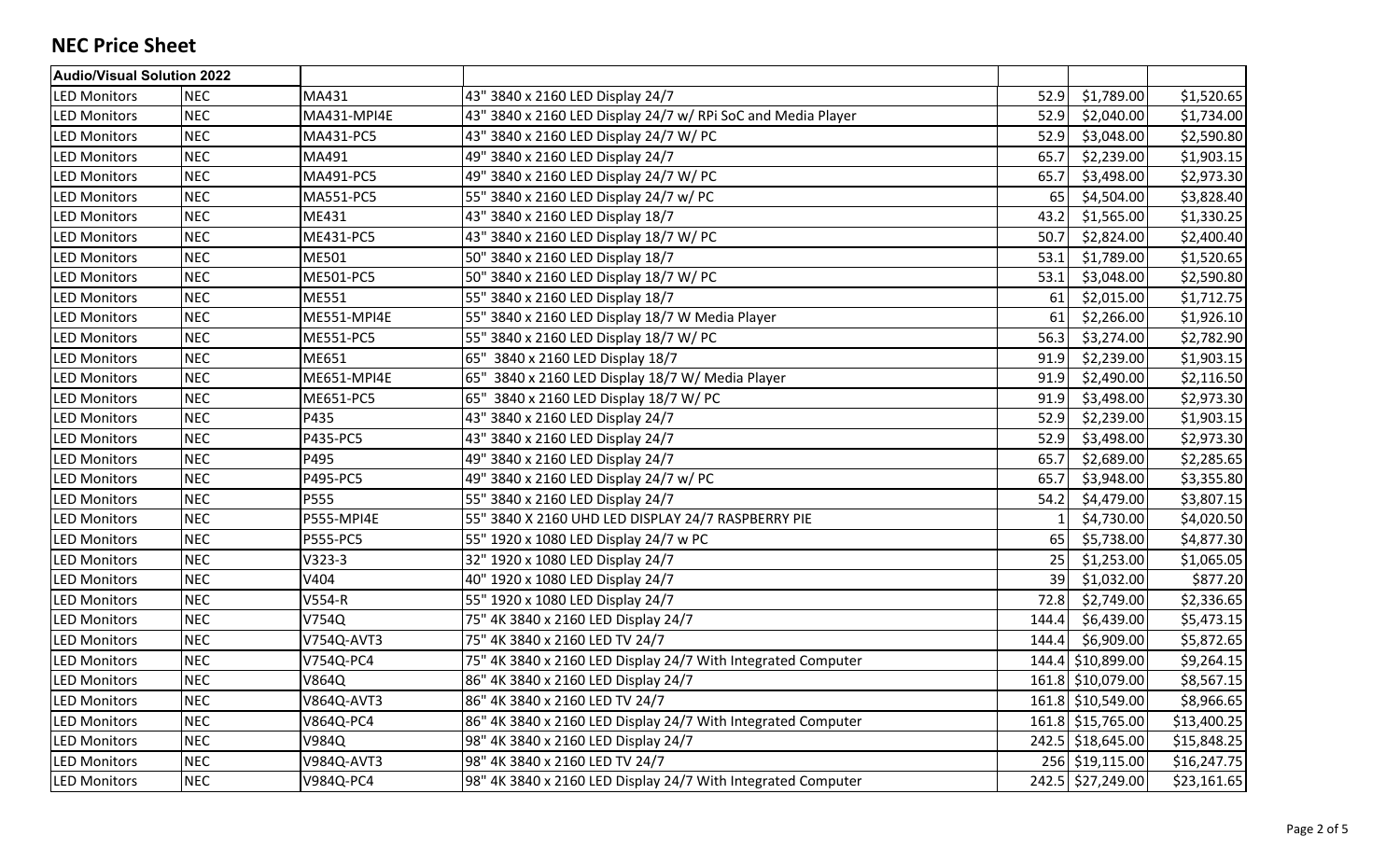## NEC Price Sheet

| Audio/Visual Solution 2022 | | | | | | |
|---|---|---|---|---|---|---|
| LED Monitors | NEC | MA431 | 43" 3840 x 2160 LED Display 24/7 | 52.9 | $1,789.00 | $1,520.65 |
| LED Monitors | NEC | MA431-MPI4E | 43" 3840 x 2160 LED Display 24/7 w/ RPi SoC and Media Player | 52.9 | $2,040.00 | $1,734.00 |
| LED Monitors | NEC | MA431-PC5 | 43" 3840 x 2160 LED Display 24/7 W/ PC | 52.9 | $3,048.00 | $2,590.80 |
| LED Monitors | NEC | MA491 | 49" 3840 x 2160 LED Display 24/7 | 65.7 | $2,239.00 | $1,903.15 |
| LED Monitors | NEC | MA491-PC5 | 49" 3840 x 2160 LED Display 24/7 W/ PC | 65.7 | $3,498.00 | $2,973.30 |
| LED Monitors | NEC | MA551-PC5 | 55" 3840 x 2160 LED Display 24/7 w/ PC | 65 | $4,504.00 | $3,828.40 |
| LED Monitors | NEC | ME431 | 43" 3840 x 2160 LED Display 18/7 | 43.2 | $1,565.00 | $1,330.25 |
| LED Monitors | NEC | ME431-PC5 | 43" 3840 x 2160 LED Display 18/7 W/ PC | 50.7 | $2,824.00 | $2,400.40 |
| LED Monitors | NEC | ME501 | 50" 3840 x 2160 LED Display 18/7 | 53.1 | $1,789.00 | $1,520.65 |
| LED Monitors | NEC | ME501-PC5 | 50" 3840 x 2160 LED Display 18/7 W/ PC | 53.1 | $3,048.00 | $2,590.80 |
| LED Monitors | NEC | ME551 | 55" 3840 x 2160 LED Display 18/7 | 61 | $2,015.00 | $1,712.75 |
| LED Monitors | NEC | ME551-MPI4E | 55" 3840 x 2160 LED Display 18/7 W Media Player | 61 | $2,266.00 | $1,926.10 |
| LED Monitors | NEC | ME551-PC5 | 55" 3840 x 2160 LED Display 18/7 W/ PC | 56.3 | $3,274.00 | $2,782.90 |
| LED Monitors | NEC | ME651 | 65" 3840 x 2160 LED Display 18/7 | 91.9 | $2,239.00 | $1,903.15 |
| LED Monitors | NEC | ME651-MPI4E | 65" 3840 x 2160 LED Display 18/7 W/ Media Player | 91.9 | $2,490.00 | $2,116.50 |
| LED Monitors | NEC | ME651-PC5 | 65" 3840 x 2160 LED Display 18/7 W/ PC | 91.9 | $3,498.00 | $2,973.30 |
| LED Monitors | NEC | P435 | 43" 3840 x 2160 LED Display 24/7 | 52.9 | $2,239.00 | $1,903.15 |
| LED Monitors | NEC | P435-PC5 | 43" 3840 x 2160 LED Display 24/7 | 52.9 | $3,498.00 | $2,973.30 |
| LED Monitors | NEC | P495 | 49" 3840 x 2160 LED Display 24/7 | 65.7 | $2,689.00 | $2,285.65 |
| LED Monitors | NEC | P495-PC5 | 49" 3840 x 2160 LED Display 24/7 w/ PC | 65.7 | $3,948.00 | $3,355.80 |
| LED Monitors | NEC | P555 | 55" 3840 x 2160 LED Display 24/7 | 54.2 | $4,479.00 | $3,807.15 |
| LED Monitors | NEC | P555-MPI4E | 55" 3840 X 2160 UHD LED DISPLAY 24/7 RASPBERRY PIE | 1 | $4,730.00 | $4,020.50 |
| LED Monitors | NEC | P555-PC5 | 55" 1920 x 1080 LED Display 24/7 w PC | 65 | $5,738.00 | $4,877.30 |
| LED Monitors | NEC | V323-3 | 32" 1920 x 1080 LED Display 24/7 | 25 | $1,253.00 | $1,065.05 |
| LED Monitors | NEC | V404 | 40" 1920 x 1080 LED Display 24/7 | 39 | $1,032.00 | $877.20 |
| LED Monitors | NEC | V554-R | 55" 1920 x 1080 LED Display 24/7 | 72.8 | $2,749.00 | $2,336.65 |
| LED Monitors | NEC | V754Q | 75" 4K 3840 x 2160 LED Display 24/7 | 144.4 | $6,439.00 | $5,473.15 |
| LED Monitors | NEC | V754Q-AVT3 | 75" 4K 3840 x 2160 LED TV 24/7 | 144.4 | $6,909.00 | $5,872.65 |
| LED Monitors | NEC | V754Q-PC4 | 75" 4K 3840 x 2160 LED Display 24/7 With Integrated Computer | 144.4 | $10,899.00 | $9,264.15 |
| LED Monitors | NEC | V864Q | 86" 4K 3840 x 2160 LED Display 24/7 | 161.8 | $10,079.00 | $8,567.15 |
| LED Monitors | NEC | V864Q-AVT3 | 86" 4K 3840 x 2160 LED TV 24/7 | 161.8 | $10,549.00 | $8,966.65 |
| LED Monitors | NEC | V864Q-PC4 | 86" 4K 3840 x 2160 LED Display 24/7 With Integrated Computer | 161.8 | $15,765.00 | $13,400.25 |
| LED Monitors | NEC | V984Q | 98" 4K 3840 x 2160 LED Display 24/7 | 242.5 | $18,645.00 | $15,848.25 |
| LED Monitors | NEC | V984Q-AVT3 | 98" 4K 3840 x 2160 LED TV 24/7 | 256 | $19,115.00 | $16,247.75 |
| LED Monitors | NEC | V984Q-PC4 | 98" 4K 3840 x 2160 LED Display 24/7 With Integrated Computer | 242.5 | $27,249.00 | $23,161.65 |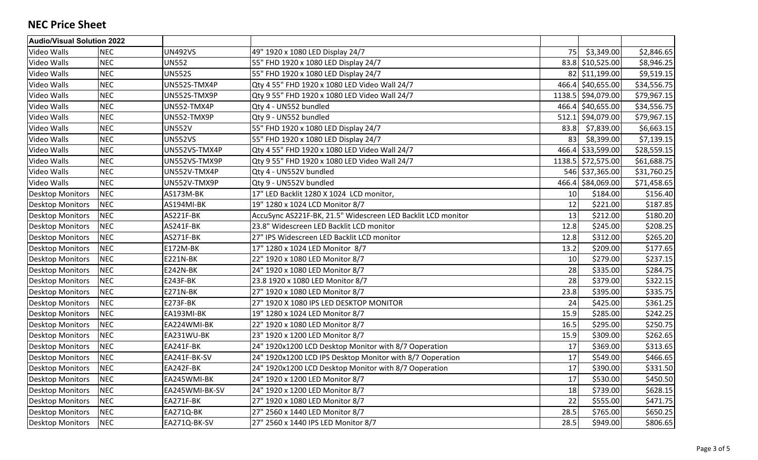## NEC Price Sheet

| Audio/Visual Solution 2022 | | | | | | |
|---|---|---|---|---|---|---|
| Video Walls | NEC | UN492VS | 49" 1920 x 1080 LED Display 24/7 | 75 | $3,349.00 | $2,846.65 |
| Video Walls | NEC | UN552 | 55" FHD 1920 x 1080 LED Display 24/7 | 83.8 | $10,525.00 | $8,946.25 |
| Video Walls | NEC | UN552S | 55" FHD 1920 x 1080 LED Display 24/7 | 82 | $11,199.00 | $9,519.15 |
| Video Walls | NEC | UN552S-TMX4P | Qty 4 55" FHD 1920 x 1080 LED Video Wall 24/7 | 466.4 | $40,655.00 | $34,556.75 |
| Video Walls | NEC | UN552S-TMX9P | Qty 9 55" FHD 1920 x 1080 LED Video Wall 24/7 | 1138.5 | $94,079.00 | $79,967.15 |
| Video Walls | NEC | UN552-TMX4P | Qty 4 - UN552 bundled | 466.4 | $40,655.00 | $34,556.75 |
| Video Walls | NEC | UN552-TMX9P | Qty 9 - UN552 bundled | 512.1 | $94,079.00 | $79,967.15 |
| Video Walls | NEC | UN552V | 55" FHD 1920 x 1080 LED Display 24/7 | 83.8 | $7,839.00 | $6,663.15 |
| Video Walls | NEC | UN552VS | 55" FHD 1920 x 1080 LED Display 24/7 | 83 | $8,399.00 | $7,139.15 |
| Video Walls | NEC | UN552VS-TMX4P | Qty 4 55" FHD 1920 x 1080 LED Video Wall 24/7 | 466.4 | $33,599.00 | $28,559.15 |
| Video Walls | NEC | UN552VS-TMX9P | Qty 9 55" FHD 1920 x 1080 LED Video Wall 24/7 | 1138.5 | $72,575.00 | $61,688.75 |
| Video Walls | NEC | UN552V-TMX4P | Qty 4 - UN552V bundled | 546 | $37,365.00 | $31,760.25 |
| Video Walls | NEC | UN552V-TMX9P | Qty 9 - UN552V bundled | 466.4 | $84,069.00 | $71,458.65 |
| Desktop Monitors | NEC | AS173M-BK | 17" LED Backlit 1280 X 1024 LCD monitor, | 10 | $184.00 | $156.40 |
| Desktop Monitors | NEC | AS194MI-BK | 19" 1280 x 1024 LCD Monitor 8/7 | 12 | $221.00 | $187.85 |
| Desktop Monitors | NEC | AS221F-BK | AccuSync AS221F-BK, 21.5" Widescreen LED Backlit LCD monitor | 13 | $212.00 | $180.20 |
| Desktop Monitors | NEC | AS241F-BK | 23.8" Widescreen LED Backlit LCD monitor | 12.8 | $245.00 | $208.25 |
| Desktop Monitors | NEC | AS271F-BK | 27" IPS Widescreen LED Backlit LCD monitor | 12.8 | $312.00 | $265.20 |
| Desktop Monitors | NEC | E172M-BK | 17" 1280 x 1024 LED Monitor 8/7 | 13.2 | $209.00 | $177.65 |
| Desktop Monitors | NEC | E221N-BK | 22" 1920 x 1080 LED Monitor 8/7 | 10 | $279.00 | $237.15 |
| Desktop Monitors | NEC | E242N-BK | 24" 1920 x 1080 LED Monitor 8/7 | 28 | $335.00 | $284.75 |
| Desktop Monitors | NEC | E243F-BK | 23.8 1920 x 1080 LED Monitor 8/7 | 28 | $379.00 | $322.15 |
| Desktop Monitors | NEC | E271N-BK | 27" 1920 x 1080 LED Monitor 8/7 | 23.8 | $395.00 | $335.75 |
| Desktop Monitors | NEC | E273F-BK | 27" 1920 X 1080 IPS LED DESKTOP MONITOR | 24 | $425.00 | $361.25 |
| Desktop Monitors | NEC | EA193MI-BK | 19" 1280 x 1024 LED Monitor 8/7 | 15.9 | $285.00 | $242.25 |
| Desktop Monitors | NEC | EA224WMI-BK | 22" 1920 x 1080 LED Monitor 8/7 | 16.5 | $295.00 | $250.75 |
| Desktop Monitors | NEC | EA231WU-BK | 23" 1920 x 1200 LED Monitor 8/7 | 15.9 | $309.00 | $262.65 |
| Desktop Monitors | NEC | EA241F-BK | 24" 1920x1200 LCD Desktop Monitor with 8/7 Ooperation | 17 | $369.00 | $313.65 |
| Desktop Monitors | NEC | EA241F-BK-SV | 24" 1920x1200 LCD IPS Desktop Monitor with 8/7 Ooperation | 17 | $549.00 | $466.65 |
| Desktop Monitors | NEC | EA242F-BK | 24" 1920x1200 LCD Desktop Monitor with 8/7 Ooperation | 17 | $390.00 | $331.50 |
| Desktop Monitors | NEC | EA245WMI-BK | 24" 1920 x 1200 LED Monitor 8/7 | 17 | $530.00 | $450.50 |
| Desktop Monitors | NEC | EA245WMI-BK-SV | 24" 1920 x 1200 LED Monitor 8/7 | 18 | $739.00 | $628.15 |
| Desktop Monitors | NEC | EA271F-BK | 27" 1920 x 1080 LED Monitor 8/7 | 22 | $555.00 | $471.75 |
| Desktop Monitors | NEC | EA271Q-BK | 27" 2560 x 1440 LED Monitor 8/7 | 28.5 | $765.00 | $650.25 |
| Desktop Monitors | NEC | EA271Q-BK-SV | 27" 2560 x 1440 IPS LED Monitor 8/7 | 28.5 | $949.00 | $806.65 |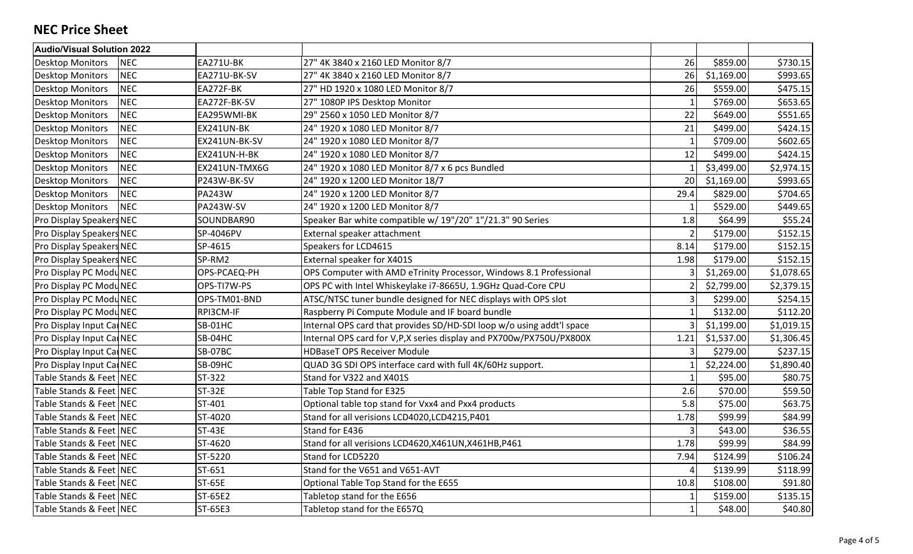## NEC Price Sheet

| Audio/Visual Solution 2022 | | | | | | |
|---|---|---|---|---|---|---|
| Desktop Monitors | NEC | EA271U-BK | 27" 4K 3840 x 2160 LED Monitor 8/7 | 26 | $859.00 | $730.15 |
| Desktop Monitors | NEC | EA271U-BK-SV | 27" 4K 3840 x 2160 LED Monitor 8/7 | 26 | $1,169.00 | $993.65 |
| Desktop Monitors | NEC | EA272F-BK | 27" HD 1920 x 1080 LED Monitor 8/7 | 26 | $559.00 | $475.15 |
| Desktop Monitors | NEC | EA272F-BK-SV | 27" 1080P IPS Desktop Monitor | 1 | $769.00 | $653.65 |
| Desktop Monitors | NEC | EA295WMI-BK | 29" 2560 x 1050 LED Monitor 8/7 | 22 | $649.00 | $551.65 |
| Desktop Monitors | NEC | EX241UN-BK | 24" 1920 x 1080 LED Monitor 8/7 | 21 | $499.00 | $424.15 |
| Desktop Monitors | NEC | EX241UN-BK-SV | 24" 1920 x 1080 LED Monitor 8/7 | 1 | $709.00 | $602.65 |
| Desktop Monitors | NEC | EX241UN-H-BK | 24" 1920 x 1080 LED Monitor 8/7 | 12 | $499.00 | $424.15 |
| Desktop Monitors | NEC | EX241UN-TMX6G | 24" 1920 x 1080 LED Monitor 8/7 x 6 pcs Bundled | 1 | $3,499.00 | $2,974.15 |
| Desktop Monitors | NEC | P243W-BK-SV | 24" 1920 x 1200 LED Monitor 18/7 | 20 | $1,169.00 | $993.65 |
| Desktop Monitors | NEC | PA243W | 24" 1920 x 1200 LED Monitor 8/7 | 29.4 | $829.00 | $704.65 |
| Desktop Monitors | NEC | PA243W-SV | 24" 1920 x 1200 LED Monitor 8/7 | 1 | $529.00 | $449.65 |
| Pro Display Speakers | NEC | SOUNDBAR90 | Speaker Bar white compatible w/ 19"/20" 1"/21.3" 90 Series | 1.8 | $64.99 | $55.24 |
| Pro Display Speakers | NEC | SP-4046PV | External speaker attachment | 2 | $179.00 | $152.15 |
| Pro Display Speakers | NEC | SP-4615 | Speakers for LCD4615 | 8.14 | $179.00 | $152.15 |
| Pro Display Speakers | NEC | SP-RM2 | External speaker for X401S | 1.98 | $179.00 | $152.15 |
| Pro Display PC Modu | NEC | OPS-PCAEQ-PH | OPS Computer with AMD eTrinity Processor, Windows 8.1 Professional | 3 | $1,269.00 | $1,078.65 |
| Pro Display PC Modu | NEC | OPS-TI7W-PS | OPS PC with Intel Whiskeylake i7-8665U, 1.9GHz Quad-Core CPU | 2 | $2,799.00 | $2,379.15 |
| Pro Display PC Modu | NEC | OPS-TM01-BND | ATSC/NTSC tuner bundle designed for NEC displays with OPS slot | 3 | $299.00 | $254.15 |
| Pro Display PC Modu | NEC | RPI3CM-IF | Raspberry Pi Compute Module and IF board bundle | 1 | $132.00 | $112.20 |
| Pro Display Input Ca | NEC | SB-01HC | Internal OPS card that provides SD/HD-SDI loop w/o using addt'l space | 3 | $1,199.00 | $1,019.15 |
| Pro Display Input Ca | NEC | SB-04HC | Internal OPS card for V,P,X series display and PX700w/PX750U/PX800X | 1.21 | $1,537.00 | $1,306.45 |
| Pro Display Input Ca | NEC | SB-07BC | HDBaseT OPS Receiver Module | 3 | $279.00 | $237.15 |
| Pro Display Input Ca | NEC | SB-09HC | QUAD 3G SDI OPS interface card with full 4K/60Hz support. | 1 | $2,224.00 | $1,890.40 |
| Table Stands & Feet | NEC | ST-322 | Stand for V322 and X401S | 1 | $95.00 | $80.75 |
| Table Stands & Feet | NEC | ST-32E | Table Top Stand for E325 | 2.6 | $70.00 | $59.50 |
| Table Stands & Feet | NEC | ST-401 | Optional table top stand for Vxx4 and Pxx4 products | 5.8 | $75.00 | $63.75 |
| Table Stands & Feet | NEC | ST-4020 | Stand for all verisions LCD4020,LCD4215,P401 | 1.78 | $99.99 | $84.99 |
| Table Stands & Feet | NEC | ST-43E | Stand for E436 | 3 | $43.00 | $36.55 |
| Table Stands & Feet | NEC | ST-4620 | Stand for all verisions LCD4620,X461UN,X461HB,P461 | 1.78 | $99.99 | $84.99 |
| Table Stands & Feet | NEC | ST-5220 | Stand for LCD5220 | 7.94 | $124.99 | $106.24 |
| Table Stands & Feet | NEC | ST-651 | Stand for the V651 and V651-AVT | 4 | $139.99 | $118.99 |
| Table Stands & Feet | NEC | ST-65E | Optional Table Top Stand for the E655 | 10.8 | $108.00 | $91.80 |
| Table Stands & Feet | NEC | ST-65E2 | Tabletop stand for the E656 | 1 | $159.00 | $135.15 |
| Table Stands & Feet | NEC | ST-65E3 | Tabletop stand for the E657Q | 1 | $48.00 | $40.80 |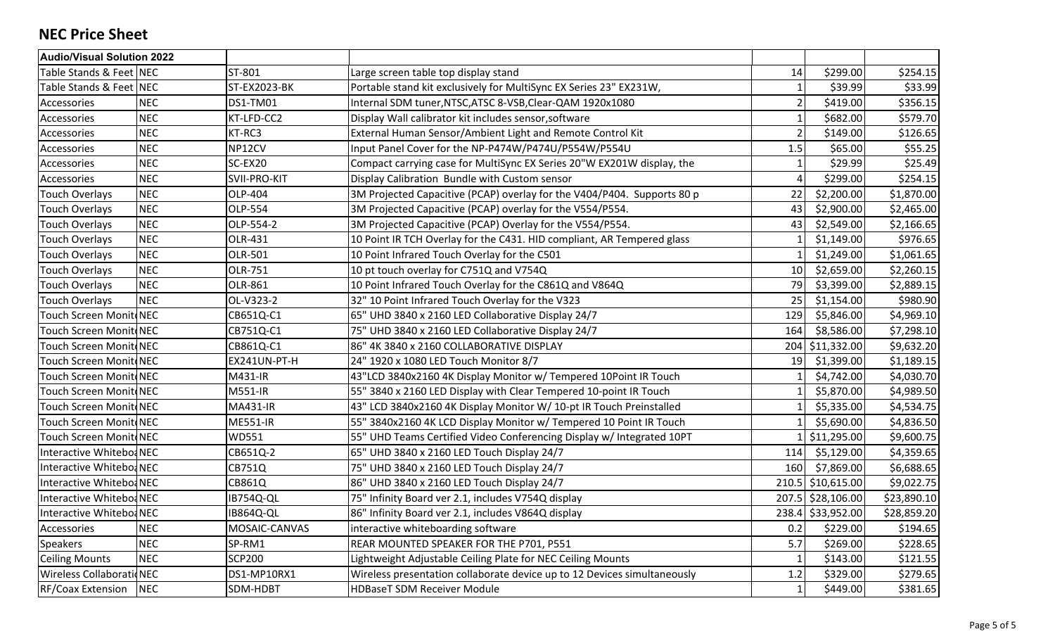## NEC Price Sheet

| Audio/Visual Solution 2022 | | | | | | |
|---|---|---|---|---|---|---|
| Table Stands & Feet | NEC | ST-801 | Large screen table top display stand | 14 | $299.00 | $254.15 |
| Table Stands & Feet | NEC | ST-EX2023-BK | Portable stand kit exclusively for MultiSync EX Series 23" EX231W, | 1 | $39.99 | $33.99 |
| Accessories | NEC | DS1-TM01 | Internal SDM tuner,NTSC,ATSC 8-VSB,Clear-QAM 1920x1080 | 2 | $419.00 | $356.15 |
| Accessories | NEC | KT-LFD-CC2 | Display Wall calibrator kit includes sensor,software | 1 | $682.00 | $579.70 |
| Accessories | NEC | KT-RC3 | External Human Sensor/Ambient Light and Remote Control Kit | 2 | $149.00 | $126.65 |
| Accessories | NEC | NP12CV | Input Panel Cover for the NP-P474W/P474U/P554W/P554U | 1.5 | $65.00 | $55.25 |
| Accessories | NEC | SC-EX20 | Compact carrying case for MultiSync EX Series 20"W EX201W display, the | 1 | $29.99 | $25.49 |
| Accessories | NEC | SVII-PRO-KIT | Display Calibration Bundle with Custom sensor | 4 | $299.00 | $254.15 |
| Touch Overlays | NEC | OLP-404 | 3M Projected Capacitive (PCAP) overlay for the V404/P404. Supports 80 p | 22 | $2,200.00 | $1,870.00 |
| Touch Overlays | NEC | OLP-554 | 3M Projected Capacitive (PCAP) overlay for the V554/P554. | 43 | $2,900.00 | $2,465.00 |
| Touch Overlays | NEC | OLP-554-2 | 3M Projected Capacitive (PCAP) Overlay for the V554/P554. | 43 | $2,549.00 | $2,166.65 |
| Touch Overlays | NEC | OLR-431 | 10 Point IR TCH Overlay for the C431. HID compliant, AR Tempered glass | 1 | $1,149.00 | $976.65 |
| Touch Overlays | NEC | OLR-501 | 10 Point Infrared Touch Overlay for the C501 | 1 | $1,249.00 | $1,061.65 |
| Touch Overlays | NEC | OLR-751 | 10 pt touch overlay for C751Q and V754Q | 10 | $2,659.00 | $2,260.15 |
| Touch Overlays | NEC | OLR-861 | 10 Point Infrared Touch Overlay for the C861Q and V864Q | 79 | $3,399.00 | $2,889.15 |
| Touch Overlays | NEC | OL-V323-2 | 32" 10 Point Infrared Touch Overlay for the V323 | 25 | $1,154.00 | $980.90 |
| Touch Screen Monit | NEC | CB651Q-C1 | 65" UHD 3840 x 2160 LED Collaborative Display 24/7 | 129 | $5,846.00 | $4,969.10 |
| Touch Screen Monit | NEC | CB751Q-C1 | 75" UHD 3840 x 2160 LED Collaborative Display 24/7 | 164 | $8,586.00 | $7,298.10 |
| Touch Screen Monit | NEC | CB861Q-C1 | 86" 4K 3840 x 2160 COLLABORATIVE DISPLAY | 204 | $11,332.00 | $9,632.20 |
| Touch Screen Monit | NEC | EX241UN-PT-H | 24" 1920 x 1080 LED Touch Monitor 8/7 | 19 | $1,399.00 | $1,189.15 |
| Touch Screen Monit | NEC | M431-IR | 43"LCD 3840x2160 4K Display Monitor w/ Tempered 10Point IR Touch | 1 | $4,742.00 | $4,030.70 |
| Touch Screen Monit | NEC | M551-IR | 55" 3840 x 2160 LED Display with Clear Tempered 10-point IR Touch | 1 | $5,870.00 | $4,989.50 |
| Touch Screen Monit | NEC | MA431-IR | 43" LCD 3840x2160 4K Display Monitor W/ 10-pt IR Touch Preinstalled | 1 | $5,335.00 | $4,534.75 |
| Touch Screen Monit | NEC | ME551-IR | 55" 3840x2160 4K LCD Display Monitor w/ Tempered 10 Point IR Touch | 1 | $5,690.00 | $4,836.50 |
| Touch Screen Monit | NEC | WD551 | 55" UHD Teams Certified Video Conferencing Display w/ Integrated 10PT | 1 | $11,295.00 | $9,600.75 |
| Interactive Whitebo | NEC | CB651Q-2 | 65" UHD 3840 x 2160 LED Touch Display 24/7 | 114 | $5,129.00 | $4,359.65 |
| Interactive Whitebo | NEC | CB751Q | 75" UHD 3840 x 2160 LED Touch Display 24/7 | 160 | $7,869.00 | $6,688.65 |
| Interactive Whitebo | NEC | CB861Q | 86" UHD 3840 x 2160 LED Touch Display 24/7 | 210.5 | $10,615.00 | $9,022.75 |
| Interactive Whitebo | NEC | IB754Q-QL | 75" Infinity Board ver 2.1, includes V754Q display | 207.5 | $28,106.00 | $23,890.10 |
| Interactive Whitebo | NEC | IB864Q-QL | 86" Infinity Board ver 2.1, includes V864Q display | 238.4 | $33,952.00 | $28,859.20 |
| Accessories | NEC | MOSAIC-CANVAS | interactive whiteboarding software | 0.2 | $229.00 | $194.65 |
| Speakers | NEC | SP-RM1 | REAR MOUNTED SPEAKER FOR THE P701, P551 | 5.7 | $269.00 | $228.65 |
| Ceiling Mounts | NEC | SCP200 | Lightweight Adjustable Ceiling Plate for NEC Ceiling Mounts | 1 | $143.00 | $121.55 |
| Wireless Collaborati | NEC | DS1-MP10RX1 | Wireless presentation collaborate device up to 12 Devices simultaneously | 1.2 | $329.00 | $279.65 |
| RF/Coax Extension | NEC | SDM-HDBT | HDBaseT SDM Receiver Module | 1 | $449.00 | $381.65 |